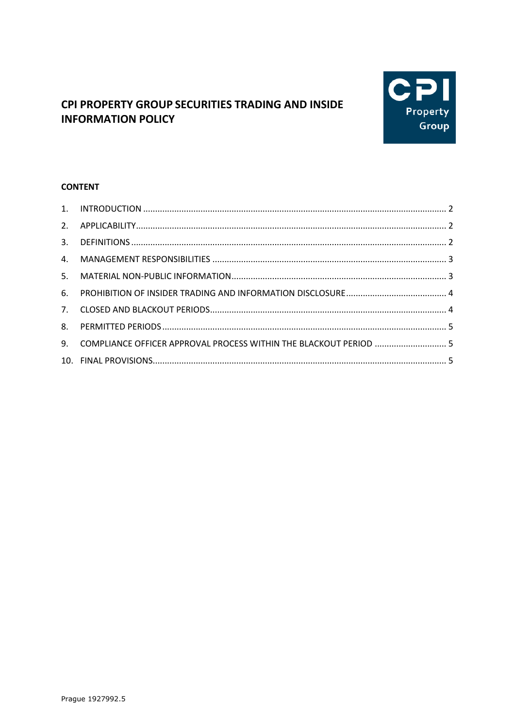# CPI PROPERTY GROUP SECURITIES TRADING AND INSIDE INFORMATION POLICY

**CONTENT**

1. INTRODUCTION ............................................................................................................... 2
2. APPLICABILITY................................................................................................................. 2
3. DEFINITIONS .................................................................................................................... 2
4. MANAGEMENT RESPONSIBILITIES .................................................................................. 3
5. MATERIAL NON-PUBLIC INFORMATION.......................................................................... 3
6. PROHIBITION OF INSIDER TRADING AND INFORMATION DISCLOSURE .......................................... 4
7. CLOSED AND BLACKOUT PERIODS................................................................................... 4
8. PERMITTED PERIODS ...................................................................................................... 5
9. COMPLIANCE OFFICER APPROVAL PROCESS WITHIN THE BLACKOUT PERIOD .............................. 5
10. FINAL PROVISIONS.......................................................................................................... 5

Prague 1927992.5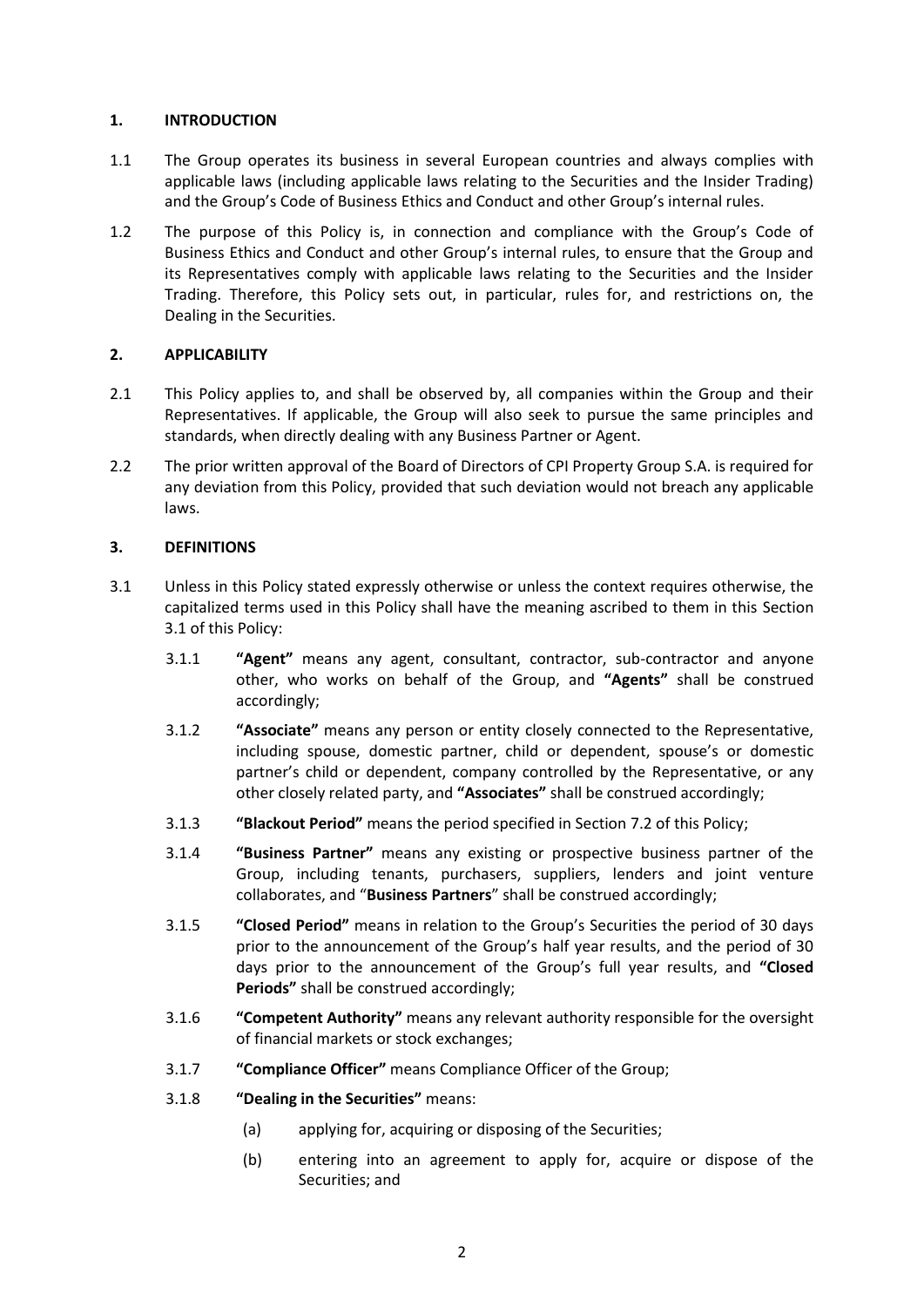## 1. INTRODUCTION

1.1 The Group operates its business in several European countries and always complies with applicable laws (including applicable laws relating to the Securities and the Insider Trading) and the Group's Code of Business Ethics and Conduct and other Group's internal rules.

1.2 The purpose of this Policy is, in connection and compliance with the Group's Code of Business Ethics and Conduct and other Group's internal rules, to ensure that the Group and its Representatives comply with applicable laws relating to the Securities and the Insider Trading. Therefore, this Policy sets out, in particular, rules for, and restrictions on, the Dealing in the Securities.

## 2. APPLICABILITY

2.1 This Policy applies to, and shall be observed by, all companies within the Group and their Representatives. If applicable, the Group will also seek to pursue the same principles and standards, when directly dealing with any Business Partner or Agent.

2.2 The prior written approval of the Board of Directors of CPI Property Group S.A. is required for any deviation from this Policy, provided that such deviation would not breach any applicable laws.

## 3. DEFINITIONS

3.1 Unless in this Policy stated expressly otherwise or unless the context requires otherwise, the capitalized terms used in this Policy shall have the meaning ascribed to them in this Section 3.1 of this Policy:

3.1.1 **"Agent"** means any agent, consultant, contractor, sub-contractor and anyone other, who works on behalf of the Group, and **"Agents"** shall be construed accordingly;

3.1.2 **"Associate"** means any person or entity closely connected to the Representative, including spouse, domestic partner, child or dependent, spouse's or domestic partner's child or dependent, company controlled by the Representative, or any other closely related party, and **"Associates"** shall be construed accordingly;

3.1.3 **"Blackout Period"** means the period specified in Section 7.2 of this Policy;

3.1.4 **"Business Partner"** means any existing or prospective business partner of the Group, including tenants, purchasers, suppliers, lenders and joint venture collaborates, and "**Business Partners**" shall be construed accordingly;

3.1.5 **"Closed Period"** means in relation to the Group's Securities the period of 30 days prior to the announcement of the Group's half year results, and the period of 30 days prior to the announcement of the Group's full year results, and **"Closed Periods"** shall be construed accordingly;

3.1.6 **"Competent Authority"** means any relevant authority responsible for the oversight of financial markets or stock exchanges;

3.1.7 **"Compliance Officer"** means Compliance Officer of the Group;

3.1.8 **"Dealing in the Securities"** means:

(a) applying for, acquiring or disposing of the Securities;

(b) entering into an agreement to apply for, acquire or dispose of the Securities; and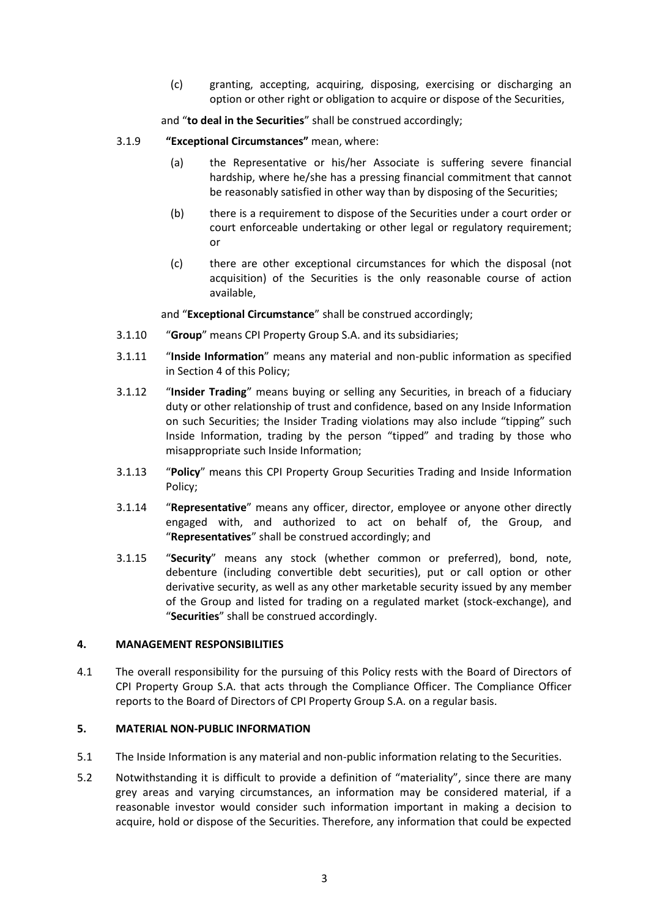(c) granting, accepting, acquiring, disposing, exercising or discharging an option or other right or obligation to acquire or dispose of the Securities,

and "**to deal in the Securities**" shall be construed accordingly;

3.1.9 **"Exceptional Circumstances"** mean, where:

(a) the Representative or his/her Associate is suffering severe financial hardship, where he/she has a pressing financial commitment that cannot be reasonably satisfied in other way than by disposing of the Securities;

(b) there is a requirement to dispose of the Securities under a court order or court enforceable undertaking or other legal or regulatory requirement; or

(c) there are other exceptional circumstances for which the disposal (not acquisition) of the Securities is the only reasonable course of action available,

and "**Exceptional Circumstance**" shall be construed accordingly;

3.1.10 "**Group**" means CPI Property Group S.A. and its subsidiaries;

3.1.11 "**Inside Information**" means any material and non-public information as specified in Section 4 of this Policy;

3.1.12 "**Insider Trading**" means buying or selling any Securities, in breach of a fiduciary duty or other relationship of trust and confidence, based on any Inside Information on such Securities; the Insider Trading violations may also include "tipping" such Inside Information, trading by the person "tipped" and trading by those who misappropriate such Inside Information;

3.1.13 "**Policy**" means this CPI Property Group Securities Trading and Inside Information Policy;

3.1.14 "**Representative**" means any officer, director, employee or anyone other directly engaged with, and authorized to act on behalf of, the Group, and "**Representatives**" shall be construed accordingly; and

3.1.15 "**Security**" means any stock (whether common or preferred), bond, note, debenture (including convertible debt securities), put or call option or other derivative security, as well as any other marketable security issued by any member of the Group and listed for trading on a regulated market (stock-exchange), and "**Securities**" shall be construed accordingly.

## 4. MANAGEMENT RESPONSIBILITIES

4.1 The overall responsibility for the pursuing of this Policy rests with the Board of Directors of CPI Property Group S.A. that acts through the Compliance Officer. The Compliance Officer reports to the Board of Directors of CPI Property Group S.A. on a regular basis.

## 5. MATERIAL NON-PUBLIC INFORMATION

5.1 The Inside Information is any material and non-public information relating to the Securities.

5.2 Notwithstanding it is difficult to provide a definition of "materiality", since there are many grey areas and varying circumstances, an information may be considered material, if a reasonable investor would consider such information important in making a decision to acquire, hold or dispose of the Securities. Therefore, any information that could be expected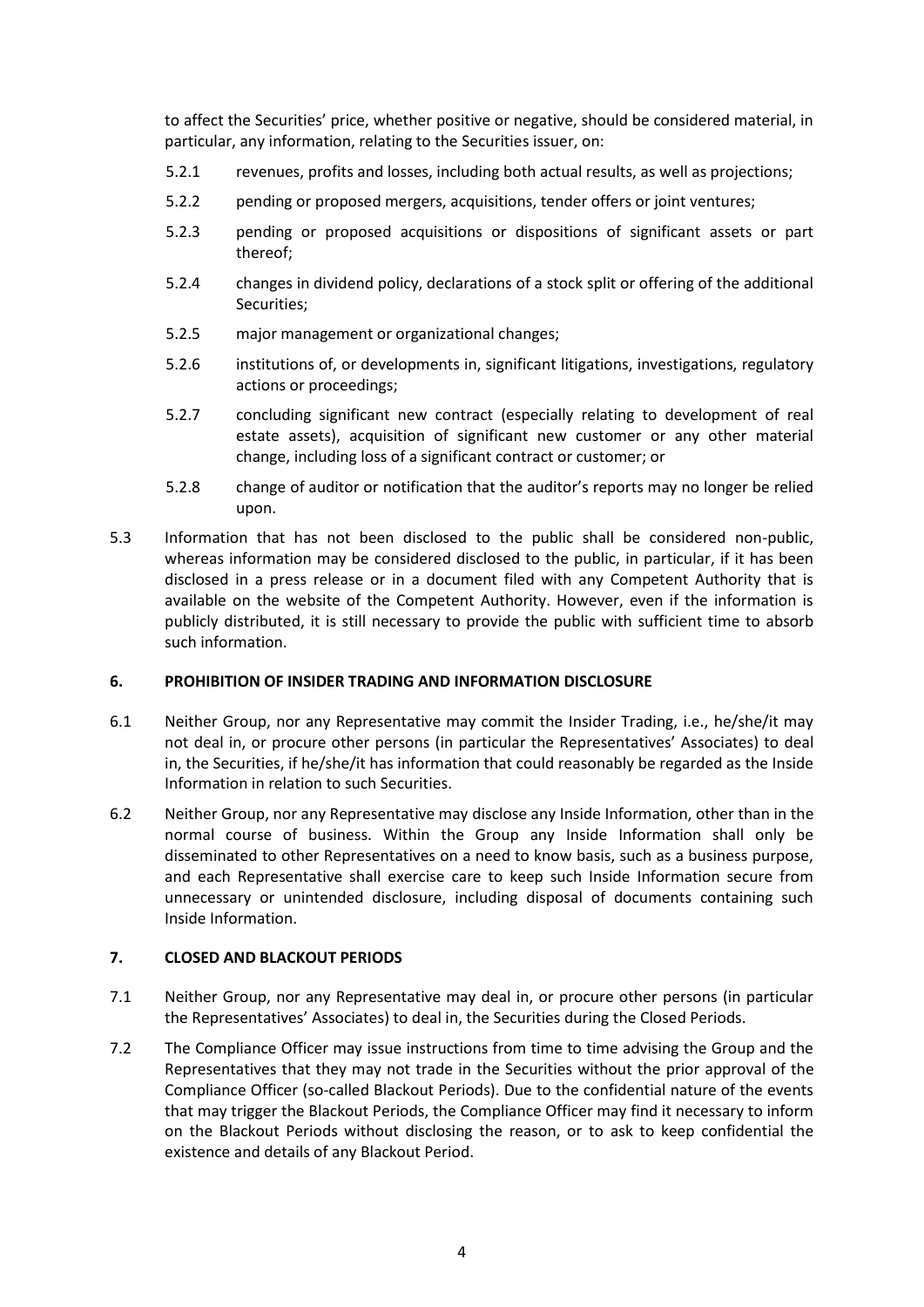to affect the Securities' price, whether positive or negative, should be considered material, in particular, any information, relating to the Securities issuer, on:

5.2.1 revenues, profits and losses, including both actual results, as well as projections;

5.2.2 pending or proposed mergers, acquisitions, tender offers or joint ventures;

5.2.3 pending or proposed acquisitions or dispositions of significant assets or part thereof;

5.2.4 changes in dividend policy, declarations of a stock split or offering of the additional Securities;

5.2.5 major management or organizational changes;

5.2.6 institutions of, or developments in, significant litigations, investigations, regulatory actions or proceedings;

5.2.7 concluding significant new contract (especially relating to development of real estate assets), acquisition of significant new customer or any other material change, including loss of a significant contract or customer; or

5.2.8 change of auditor or notification that the auditor's reports may no longer be relied upon.

5.3 Information that has not been disclosed to the public shall be considered non-public, whereas information may be considered disclosed to the public, in particular, if it has been disclosed in a press release or in a document filed with any Competent Authority that is available on the website of the Competent Authority. However, even if the information is publicly distributed, it is still necessary to provide the public with sufficient time to absorb such information.

## 6. PROHIBITION OF INSIDER TRADING AND INFORMATION DISCLOSURE

6.1 Neither Group, nor any Representative may commit the Insider Trading, i.e., he/she/it may not deal in, or procure other persons (in particular the Representatives' Associates) to deal in, the Securities, if he/she/it has information that could reasonably be regarded as the Inside Information in relation to such Securities.

6.2 Neither Group, nor any Representative may disclose any Inside Information, other than in the normal course of business. Within the Group any Inside Information shall only be disseminated to other Representatives on a need to know basis, such as a business purpose, and each Representative shall exercise care to keep such Inside Information secure from unnecessary or unintended disclosure, including disposal of documents containing such Inside Information.

## 7. CLOSED AND BLACKOUT PERIODS

7.1 Neither Group, nor any Representative may deal in, or procure other persons (in particular the Representatives' Associates) to deal in, the Securities during the Closed Periods.

7.2 The Compliance Officer may issue instructions from time to time advising the Group and the Representatives that they may not trade in the Securities without the prior approval of the Compliance Officer (so-called Blackout Periods). Due to the confidential nature of the events that may trigger the Blackout Periods, the Compliance Officer may find it necessary to inform on the Blackout Periods without disclosing the reason, or to ask to keep confidential the existence and details of any Blackout Period.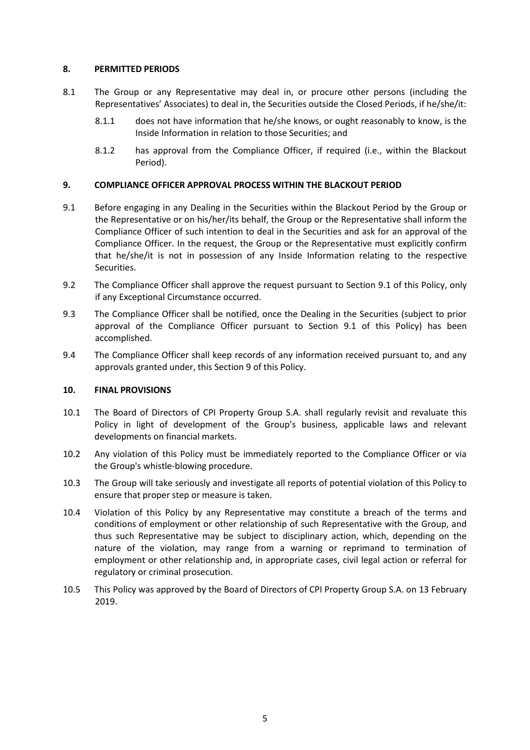## 8. PERMITTED PERIODS

8.1 The Group or any Representative may deal in, or procure other persons (including the Representatives' Associates) to deal in, the Securities outside the Closed Periods, if he/she/it:

8.1.1 does not have information that he/she knows, or ought reasonably to know, is the Inside Information in relation to those Securities; and

8.1.2 has approval from the Compliance Officer, if required (i.e., within the Blackout Period).

## 9. COMPLIANCE OFFICER APPROVAL PROCESS WITHIN THE BLACKOUT PERIOD

9.1 Before engaging in any Dealing in the Securities within the Blackout Period by the Group or the Representative or on his/her/its behalf, the Group or the Representative shall inform the Compliance Officer of such intention to deal in the Securities and ask for an approval of the Compliance Officer. In the request, the Group or the Representative must explicitly confirm that he/she/it is not in possession of any Inside Information relating to the respective Securities.

9.2 The Compliance Officer shall approve the request pursuant to Section 9.1 of this Policy, only if any Exceptional Circumstance occurred.

9.3 The Compliance Officer shall be notified, once the Dealing in the Securities (subject to prior approval of the Compliance Officer pursuant to Section 9.1 of this Policy) has been accomplished.

9.4 The Compliance Officer shall keep records of any information received pursuant to, and any approvals granted under, this Section 9 of this Policy.

## 10. FINAL PROVISIONS

10.1 The Board of Directors of CPI Property Group S.A. shall regularly revisit and revaluate this Policy in light of development of the Group's business, applicable laws and relevant developments on financial markets.

10.2 Any violation of this Policy must be immediately reported to the Compliance Officer or via the Group's whistle-blowing procedure.

10.3 The Group will take seriously and investigate all reports of potential violation of this Policy to ensure that proper step or measure is taken.

10.4 Violation of this Policy by any Representative may constitute a breach of the terms and conditions of employment or other relationship of such Representative with the Group, and thus such Representative may be subject to disciplinary action, which, depending on the nature of the violation, may range from a warning or reprimand to termination of employment or other relationship and, in appropriate cases, civil legal action or referral for regulatory or criminal prosecution.

10.5 This Policy was approved by the Board of Directors of CPI Property Group S.A. on 13 February 2019.